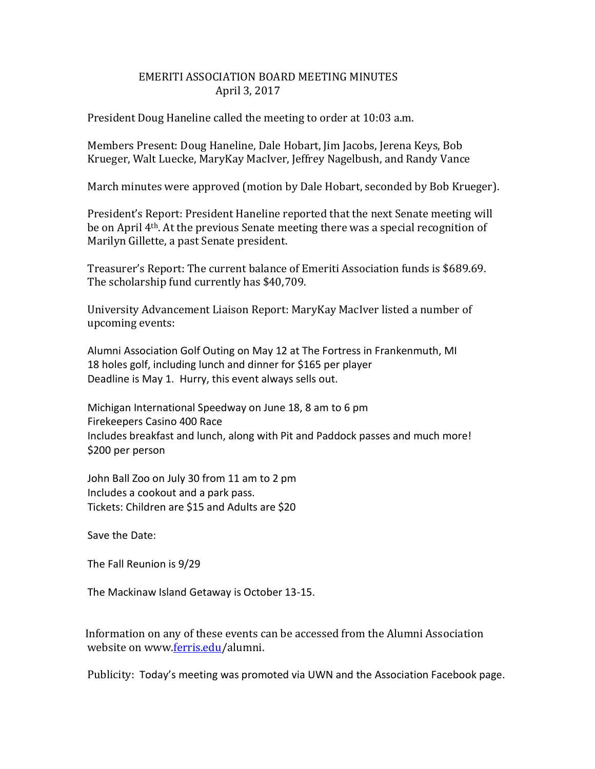# EMERITI ASSOCIATION BOARD MEETING MINUTES

April 3, 2017

President Doug Haneline called the meeting to order at 10:03 a.m.

Members Present: Doug Haneline, Dale Hobart, Jim Jacobs, Jerena Keys, Bob Krueger, Walt Luecke, MaryKay MacIver, Jeffrey Nagelbush, and Randy Vance

March minutes were approved (motion by Dale Hobart, seconded by Bob Krueger).

President's Report: President Haneline reported that the next Senate meeting will be on April 4th. At the previous Senate meeting there was a special recognition of Marilyn Gillette, a past Senate president.

Treasurer's Report: The current balance of Emeriti Association funds is $689.69. The scholarship fund currently has $40,709.

University Advancement Liaison Report: MaryKay MacIver listed a number of upcoming events:

Alumni Association Golf Outing on May 12 at The Fortress in Frankenmuth, MI
18 holes golf, including lunch and dinner for $165 per player
Deadline is May 1. Hurry, this event always sells out.

Michigan International Speedway on June 18, 8 am to 6 pm
Firekeepers Casino 400 Race
Includes breakfast and lunch, along with Pit and Paddock passes and much more!
$200 per person

John Ball Zoo on July 30 from 11 am to 2 pm
Includes a cookout and a park pass.
Tickets: Children are $15 and Adults are $20

Save the Date:

The Fall Reunion is 9/29

The Mackinaw Island Getaway is October 13-15.

Information on any of these events can be accessed from the Alumni Association website on www.ferris.edu/alumni.

Publicity: Today's meeting was promoted via UWN and the Association Facebook page.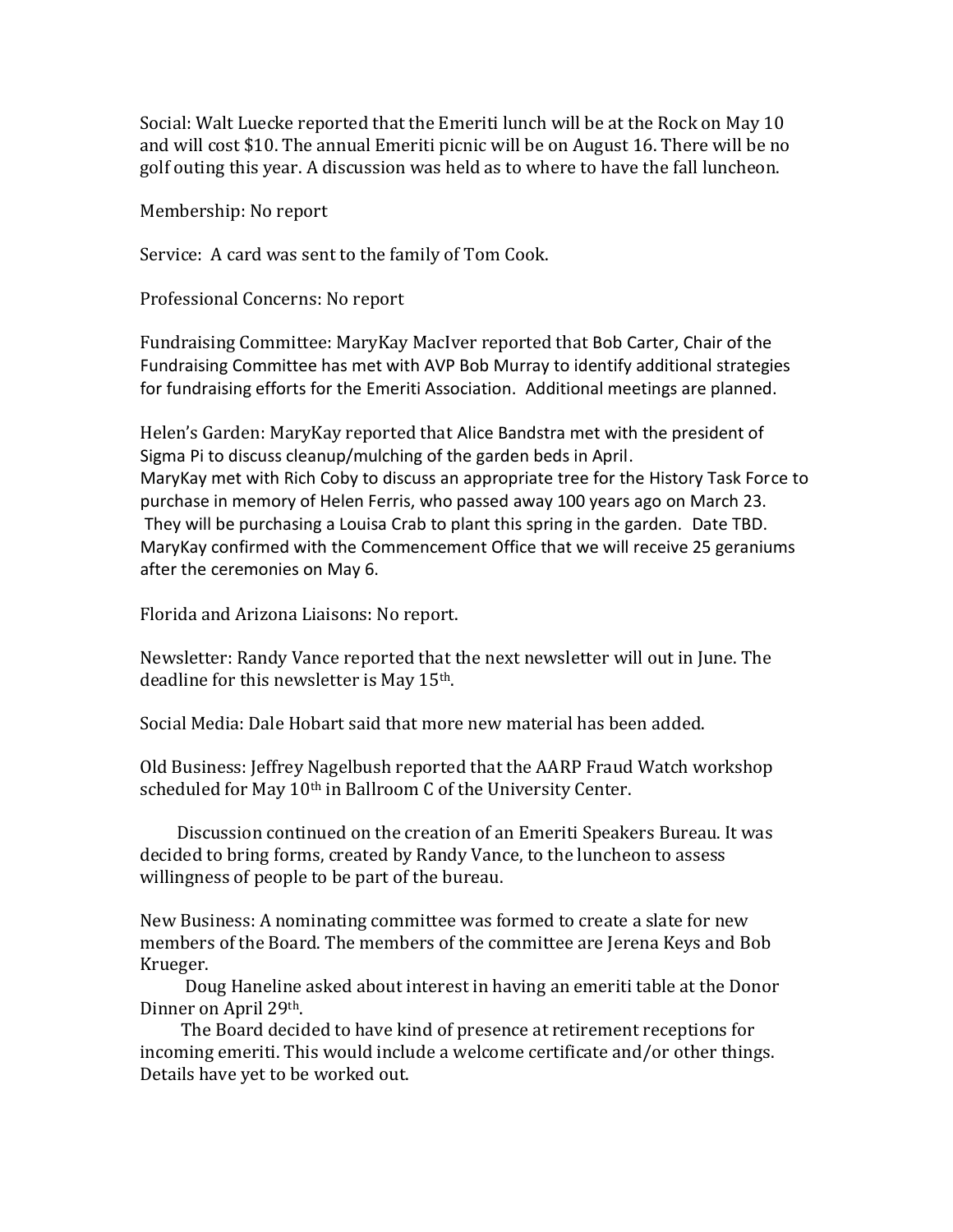Social: Walt Luecke reported that the Emeriti lunch will be at the Rock on May 10 and will cost $10. The annual Emeriti picnic will be on August 16. There will be no golf outing this year. A discussion was held as to where to have the fall luncheon.

Membership: No report

Service: A card was sent to the family of Tom Cook.

Professional Concerns: No report

Fundraising Committee: MaryKay MacIver reported that Bob Carter, Chair of the Fundraising Committee has met with AVP Bob Murray to identify additional strategies for fundraising efforts for the Emeriti Association. Additional meetings are planned.

Helen's Garden: MaryKay reported that Alice Bandstra met with the president of Sigma Pi to discuss cleanup/mulching of the garden beds in April.
MaryKay met with Rich Coby to discuss an appropriate tree for the History Task Force to purchase in memory of Helen Ferris, who passed away 100 years ago on March 23. They will be purchasing a Louisa Crab to plant this spring in the garden. Date TBD.
MaryKay confirmed with the Commencement Office that we will receive 25 geraniums after the ceremonies on May 6.

Florida and Arizona Liaisons: No report.

Newsletter: Randy Vance reported that the next newsletter will out in June. The deadline for this newsletter is May 15th.

Social Media: Dale Hobart said that more new material has been added.

Old Business: Jeffrey Nagelbush reported that the AARP Fraud Watch workshop scheduled for May 10th in Ballroom C of the University Center.

Discussion continued on the creation of an Emeriti Speakers Bureau. It was decided to bring forms, created by Randy Vance, to the luncheon to assess willingness of people to be part of the bureau.

New Business: A nominating committee was formed to create a slate for new members of the Board. The members of the committee are Jerena Keys and Bob Krueger.

Doug Haneline asked about interest in having an emeriti table at the Donor Dinner on April 29th.

The Board decided to have kind of presence at retirement receptions for incoming emeriti. This would include a welcome certificate and/or other things. Details have yet to be worked out.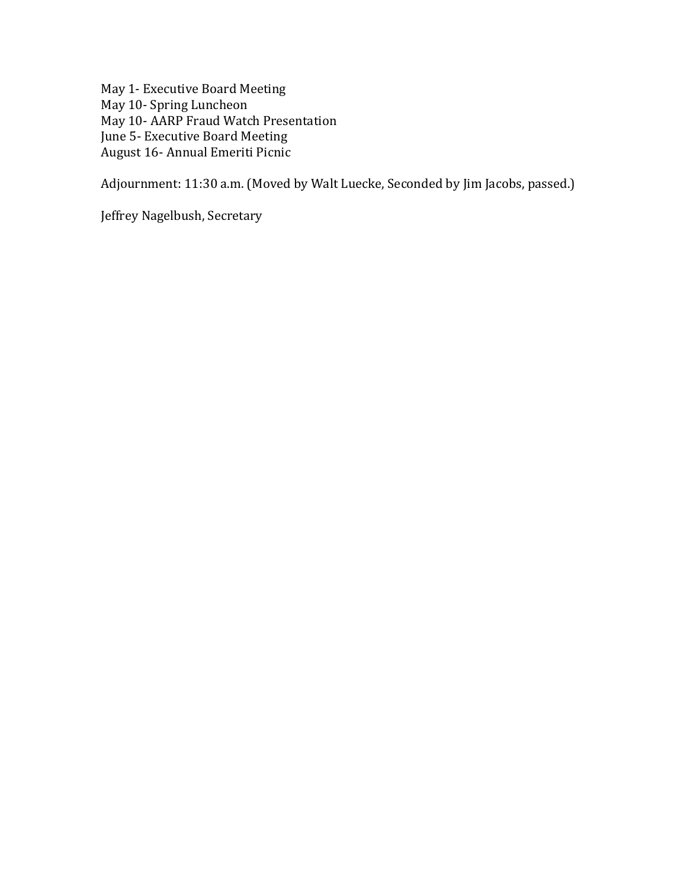May 1- Executive Board Meeting
May 10- Spring Luncheon
May 10- AARP Fraud Watch Presentation
June 5- Executive Board Meeting
August 16- Annual Emeriti Picnic

Adjournment: 11:30 a.m. (Moved by Walt Luecke, Seconded by Jim Jacobs, passed.)

Jeffrey Nagelbush, Secretary